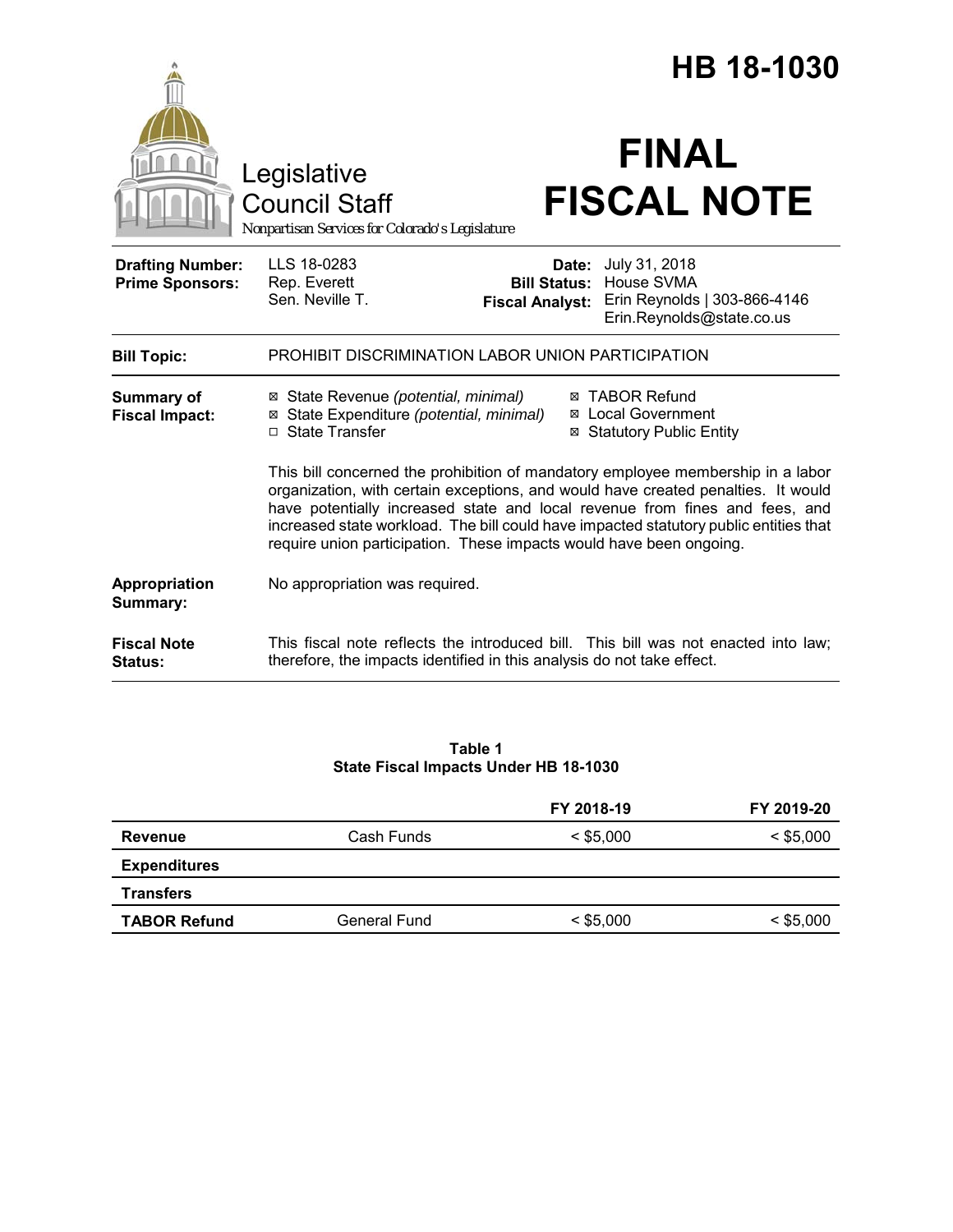# HB 18-1030

Legislative Council Staff

*Nonpartisan Services for Colorado's Legislature*

# FINAL FISCAL NOTE

| | | | |
|---|---|---|---|
| **Drafting Number:** | LLS 18-0283 | **Date:** | July 31, 2018 |
| **Prime Sponsors:** | Rep. Everett<br>Sen. Neville T. | **Bill Status:** | House SVMA |
| | | **Fiscal Analyst:** | Erin Reynolds \| 303-866-4146<br>Erin.Reynolds@state.co.us |

| | |
|---|---|
| **Bill Topic:** | PROHIBIT DISCRIMINATION LABOR UNION PARTICIPATION |

**Summary of Fiscal Impact:**

- ☒ State Revenue *(potential, minimal)*
- ☒ State Expenditure *(potential, minimal)*
- ☐ State Transfer
- ☒ TABOR Refund
- ☒ Local Government
- ☒ Statutory Public Entity

This bill concerned the prohibition of mandatory employee membership in a labor organization, with certain exceptions, and would have created penalties. It would have potentially increased state and local revenue from fines and fees, and increased state workload. The bill could have impacted statutory public entities that require union participation. These impacts would have been ongoing.

**Appropriation Summary:** No appropriation was required.

**Fiscal Note Status:** This fiscal note reflects the introduced bill. This bill was not enacted into law; therefore, the impacts identified in this analysis do not take effect.

**Table 1**
**State Fiscal Impacts Under HB 18-1030**

| | | FY 2018-19 | FY 2019-20 |
|---|---|---|---|
| **Revenue** | Cash Funds | < $5,000 | < $5,000 |
| **Expenditures** | | | |
| **Transfers** | | | |
| **TABOR Refund** | General Fund | < $5,000 | < $5,000 |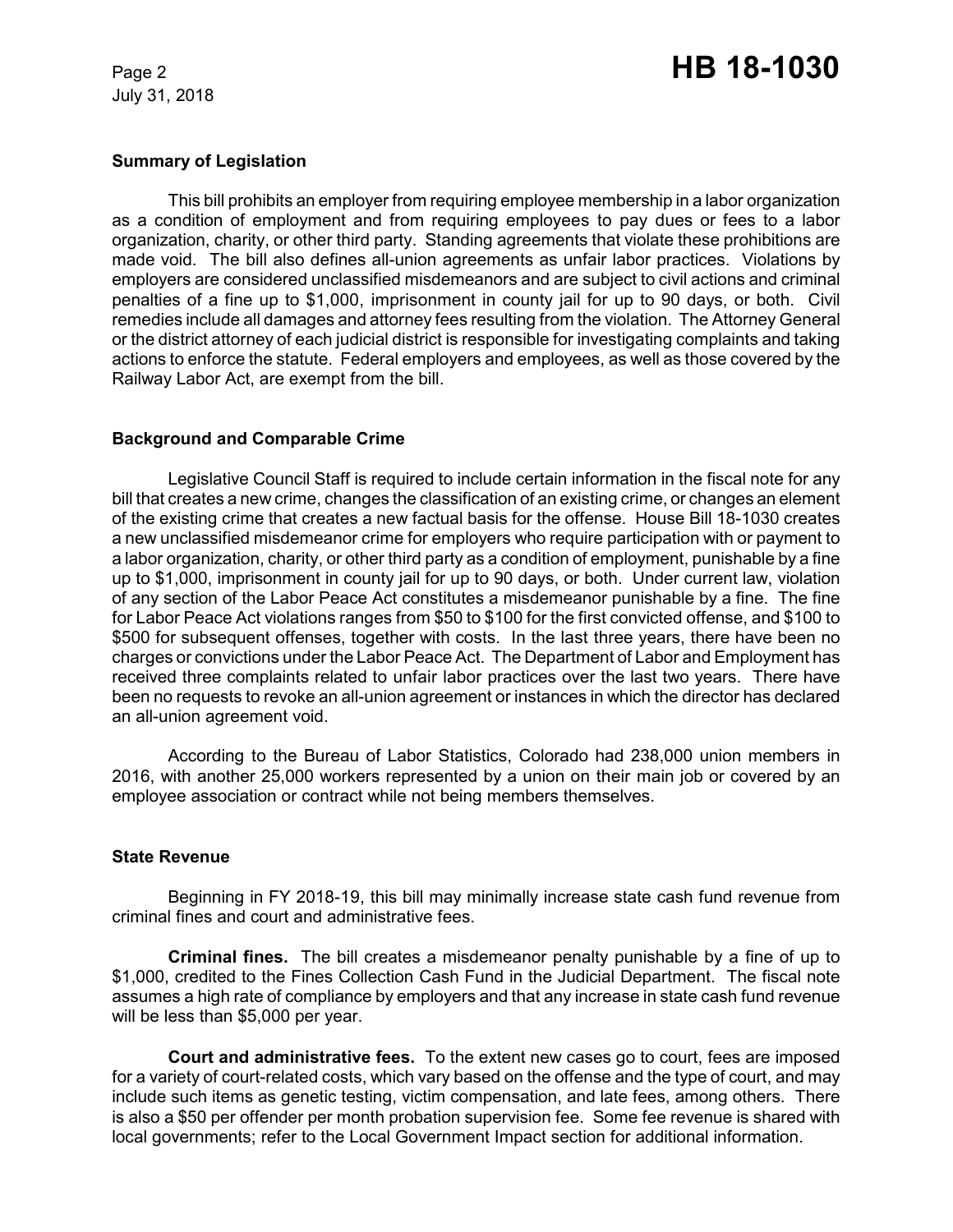## Summary of Legislation

This bill prohibits an employer from requiring employee membership in a labor organization as a condition of employment and from requiring employees to pay dues or fees to a labor organization, charity, or other third party. Standing agreements that violate these prohibitions are made void. The bill also defines all-union agreements as unfair labor practices. Violations by employers are considered unclassified misdemeanors and are subject to civil actions and criminal penalties of a fine up to $1,000, imprisonment in county jail for up to 90 days, or both. Civil remedies include all damages and attorney fees resulting from the violation. The Attorney General or the district attorney of each judicial district is responsible for investigating complaints and taking actions to enforce the statute. Federal employers and employees, as well as those covered by the Railway Labor Act, are exempt from the bill.

## Background and Comparable Crime

Legislative Council Staff is required to include certain information in the fiscal note for any bill that creates a new crime, changes the classification of an existing crime, or changes an element of the existing crime that creates a new factual basis for the offense. House Bill 18-1030 creates a new unclassified misdemeanor crime for employers who require participation with or payment to a labor organization, charity, or other third party as a condition of employment, punishable by a fine up to $1,000, imprisonment in county jail for up to 90 days, or both. Under current law, violation of any section of the Labor Peace Act constitutes a misdemeanor punishable by a fine. The fine for Labor Peace Act violations ranges from $50 to $100 for the first convicted offense, and $100 to $500 for subsequent offenses, together with costs. In the last three years, there have been no charges or convictions under the Labor Peace Act. The Department of Labor and Employment has received three complaints related to unfair labor practices over the last two years. There have been no requests to revoke an all-union agreement or instances in which the director has declared an all-union agreement void.

According to the Bureau of Labor Statistics, Colorado had 238,000 union members in 2016, with another 25,000 workers represented by a union on their main job or covered by an employee association or contract while not being members themselves.

## State Revenue

Beginning in FY 2018-19, this bill may minimally increase state cash fund revenue from criminal fines and court and administrative fees.

**Criminal fines.** The bill creates a misdemeanor penalty punishable by a fine of up to $1,000, credited to the Fines Collection Cash Fund in the Judicial Department. The fiscal note assumes a high rate of compliance by employers and that any increase in state cash fund revenue will be less than $5,000 per year.

**Court and administrative fees.** To the extent new cases go to court, fees are imposed for a variety of court-related costs, which vary based on the offense and the type of court, and may include such items as genetic testing, victim compensation, and late fees, among others. There is also a $50 per offender per month probation supervision fee. Some fee revenue is shared with local governments; refer to the Local Government Impact section for additional information.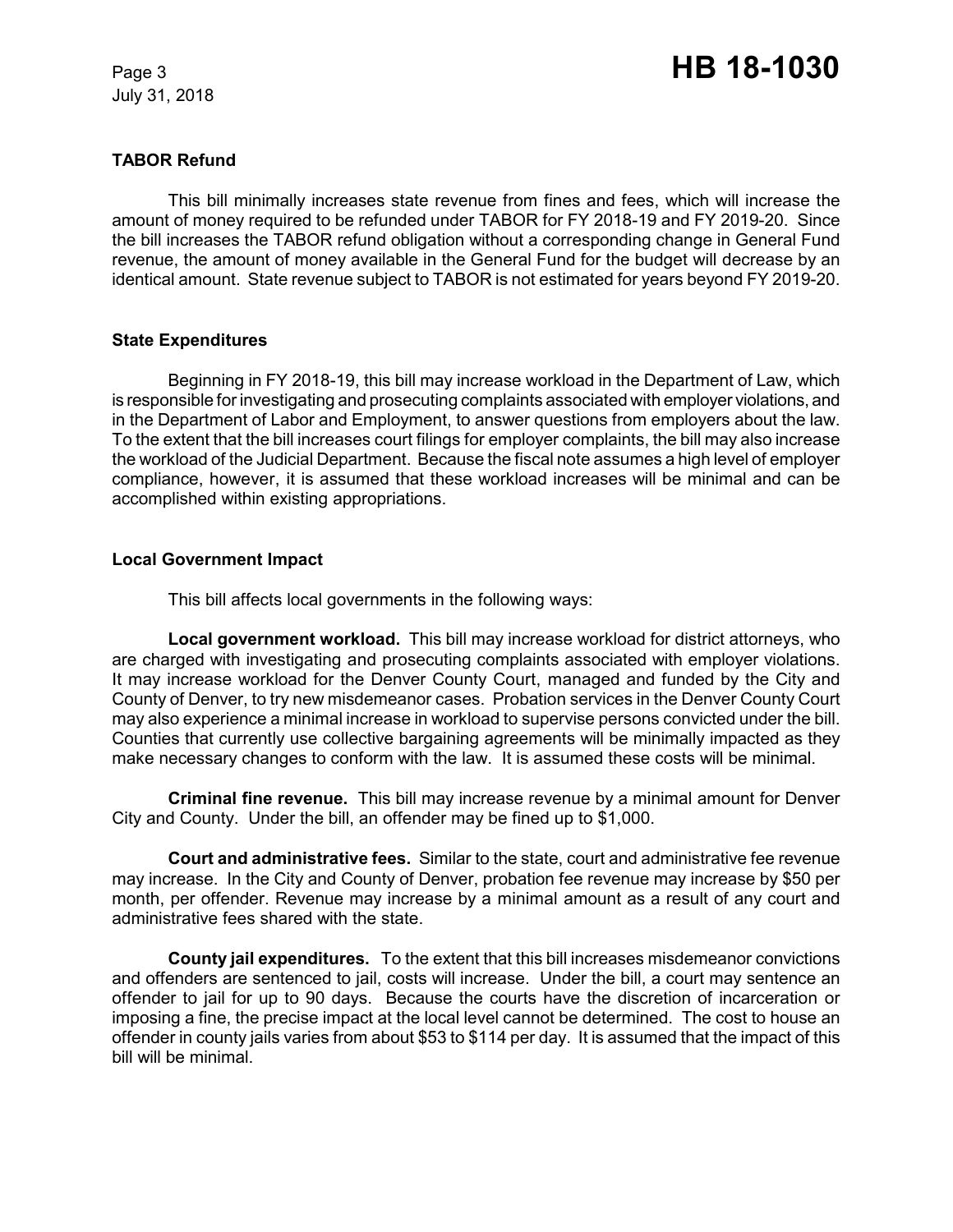### TABOR Refund

This bill minimally increases state revenue from fines and fees, which will increase the amount of money required to be refunded under TABOR for FY 2018-19 and FY 2019-20. Since the bill increases the TABOR refund obligation without a corresponding change in General Fund revenue, the amount of money available in the General Fund for the budget will decrease by an identical amount. State revenue subject to TABOR is not estimated for years beyond FY 2019-20.

### State Expenditures

Beginning in FY 2018-19, this bill may increase workload in the Department of Law, which is responsible for investigating and prosecuting complaints associated with employer violations, and in the Department of Labor and Employment, to answer questions from employers about the law. To the extent that the bill increases court filings for employer complaints, the bill may also increase the workload of the Judicial Department. Because the fiscal note assumes a high level of employer compliance, however, it is assumed that these workload increases will be minimal and can be accomplished within existing appropriations.

### Local Government Impact

This bill affects local governments in the following ways:

**Local government workload.** This bill may increase workload for district attorneys, who are charged with investigating and prosecuting complaints associated with employer violations. It may increase workload for the Denver County Court, managed and funded by the City and County of Denver, to try new misdemeanor cases. Probation services in the Denver County Court may also experience a minimal increase in workload to supervise persons convicted under the bill. Counties that currently use collective bargaining agreements will be minimally impacted as they make necessary changes to conform with the law. It is assumed these costs will be minimal.

**Criminal fine revenue.** This bill may increase revenue by a minimal amount for Denver City and County. Under the bill, an offender may be fined up to $1,000.

**Court and administrative fees.** Similar to the state, court and administrative fee revenue may increase. In the City and County of Denver, probation fee revenue may increase by $50 per month, per offender. Revenue may increase by a minimal amount as a result of any court and administrative fees shared with the state.

**County jail expenditures.** To the extent that this bill increases misdemeanor convictions and offenders are sentenced to jail, costs will increase. Under the bill, a court may sentence an offender to jail for up to 90 days. Because the courts have the discretion of incarceration or imposing a fine, the precise impact at the local level cannot be determined. The cost to house an offender in county jails varies from about $53 to $114 per day. It is assumed that the impact of this bill will be minimal.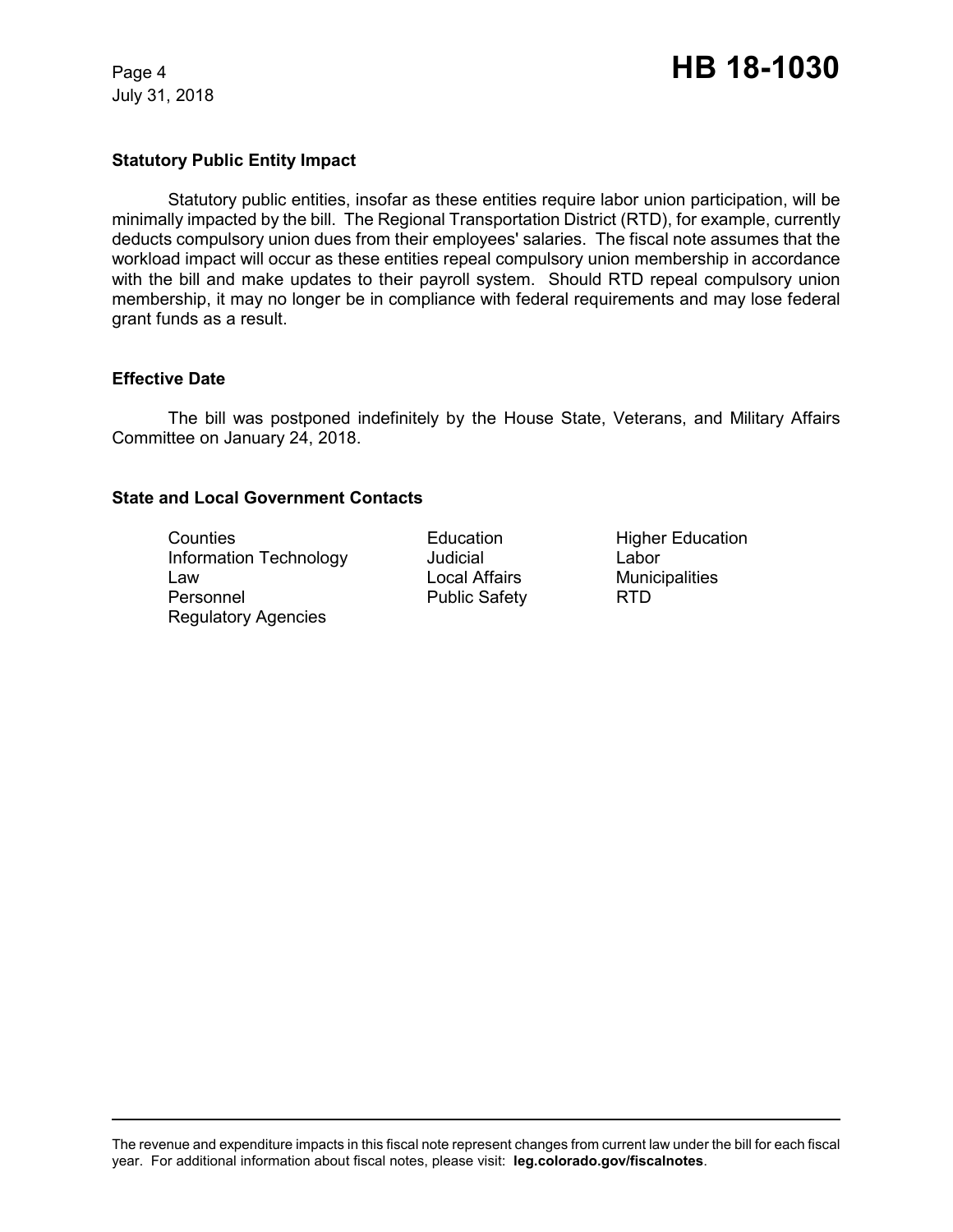### Statutory Public Entity Impact

Statutory public entities, insofar as these entities require labor union participation, will be minimally impacted by the bill. The Regional Transportation District (RTD), for example, currently deducts compulsory union dues from their employees' salaries. The fiscal note assumes that the workload impact will occur as these entities repeal compulsory union membership in accordance with the bill and make updates to their payroll system. Should RTD repeal compulsory union membership, it may no longer be in compliance with federal requirements and may lose federal grant funds as a result.

### Effective Date

The bill was postponed indefinitely by the House State, Veterans, and Military Affairs Committee on January 24, 2018.

### State and Local Government Contacts

| | | |
|---|---|---|
| Counties | Education | Higher Education |
| Information Technology | Judicial | Labor |
| Law | Local Affairs | Municipalities |
| Personnel | Public Safety | RTD |
| Regulatory Agencies | | |

The revenue and expenditure impacts in this fiscal note represent changes from current law under the bill for each fiscal year. For additional information about fiscal notes, please visit: **leg.colorado.gov/fiscalnotes**.